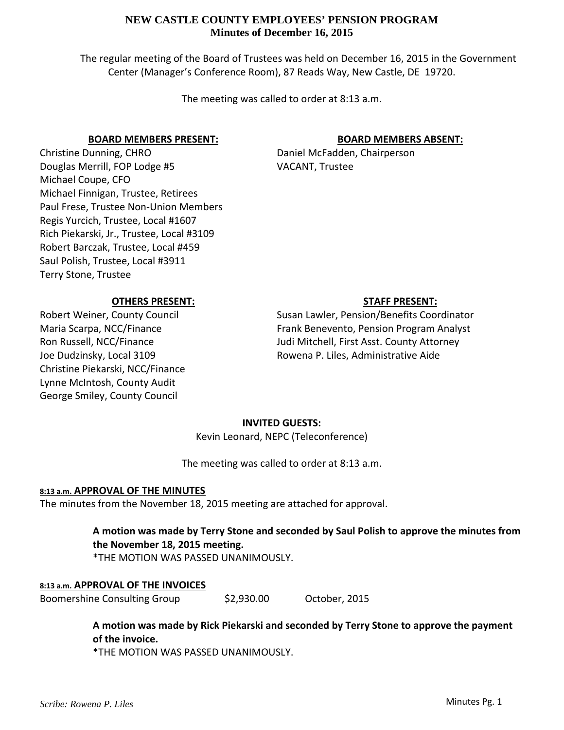# NEW CASTLE COUNTY EMPLOYEES' PENSION PROGRAM
## Minutes of December 16, 2015

The regular meeting of the Board of Trustees was held on December 16, 2015 in the Government Center (Manager's Conference Room), 87 Reads Way, New Castle, DE 19720.

The meeting was called to order at 8:13 a.m.

**BOARD MEMBERS PRESENT:**

Christine Dunning, CHRO
Douglas Merrill, FOP Lodge #5
Michael Coupe, CFO
Michael Finnigan, Trustee, Retirees
Paul Frese, Trustee Non-Union Members
Regis Yurcich, Trustee, Local #1607
Rich Piekarski, Jr., Trustee, Local #3109
Robert Barczak, Trustee, Local #459
Saul Polish, Trustee, Local #3911
Terry Stone, Trustee

**BOARD MEMBERS ABSENT:**

Daniel McFadden, Chairperson
VACANT, Trustee

**OTHERS PRESENT:**

Robert Weiner, County Council
Maria Scarpa, NCC/Finance
Ron Russell, NCC/Finance
Joe Dudzinsky, Local 3109
Christine Piekarski, NCC/Finance
Lynne McIntosh, County Audit
George Smiley, County Council

**STAFF PRESENT:**

Susan Lawler, Pension/Benefits Coordinator
Frank Benevento, Pension Program Analyst
Judi Mitchell, First Asst. County Attorney
Rowena P. Liles, Administrative Aide

**INVITED GUESTS:**

Kevin Leonard, NEPC (Teleconference)

The meeting was called to order at 8:13 a.m.

**8:13 a.m. APPROVAL OF THE MINUTES**

The minutes from the November 18, 2015 meeting are attached for approval.

> **A motion was made by Terry Stone and seconded by Saul Polish to approve the minutes from the November 18, 2015 meeting.**
> *THE MOTION WAS PASSED UNANIMOUSLY.

**8:13 a.m. APPROVAL OF THE INVOICES**

| Boomershine Consulting Group | $2,930.00 | October, 2015 |
|---|---|---|

> **A motion was made by Rick Piekarski and seconded by Terry Stone to approve the payment of the invoice.**
> *THE MOTION WAS PASSED UNANIMOUSLY.

*Scribe: Rowena P. Liles*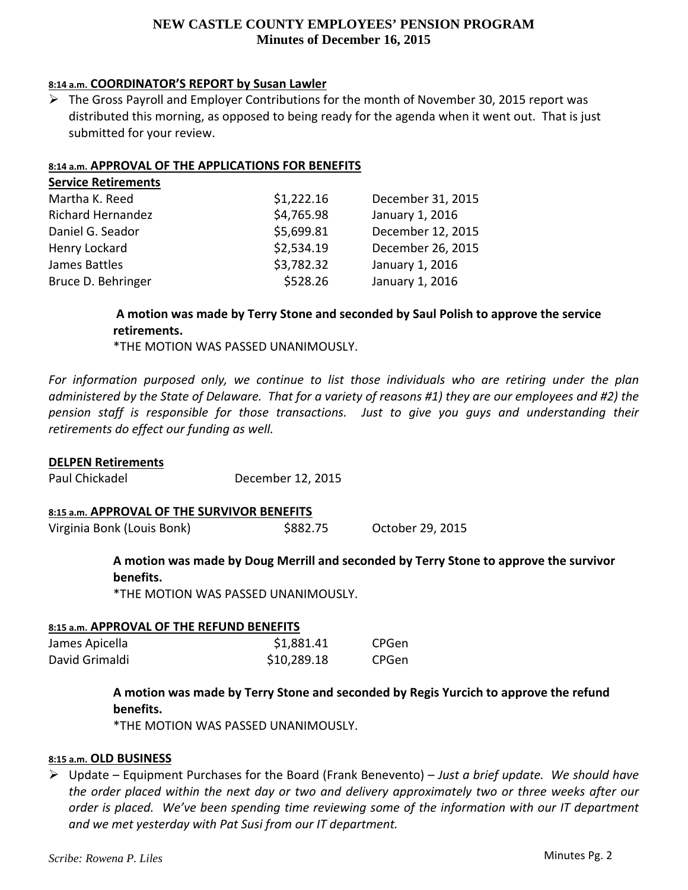**8:14 a.m. COORDINATOR'S REPORT by Susan Lawler**

- The Gross Payroll and Employer Contributions for the month of November 30, 2015 report was distributed this morning, as opposed to being ready for the agenda when it went out. That is just submitted for your review.

**8:14 a.m. APPROVAL OF THE APPLICATIONS FOR BENEFITS**

**Service Retirements**

| | | |
|---|---|---|
| Martha K. Reed | $1,222.16 | December 31, 2015 |
| Richard Hernandez | $4,765.98 | January 1, 2016 |
| Daniel G. Seador | $5,699.81 | December 12, 2015 |
| Henry Lockard | $2,534.19 | December 26, 2015 |
| James Battles | $3,782.32 | January 1, 2016 |
| Bruce D. Behringer | $528.26 | January 1, 2016 |

**A motion was made by Terry Stone and seconded by Saul Polish to approve the service retirements.**
*THE MOTION WAS PASSED UNANIMOUSLY.

*For information purposed only, we continue to list those individuals who are retiring under the plan administered by the State of Delaware. That for a variety of reasons #1) they are our employees and #2) the pension staff is responsible for those transactions. Just to give you guys and understanding their retirements do effect our funding as well.*

**DELPEN Retirements**

| | |
|---|---|
| Paul Chickadel | December 12, 2015 |

**8:15 a.m. APPROVAL OF THE SURVIVOR BENEFITS**

| | | |
|---|---|---|
| Virginia Bonk (Louis Bonk) | $882.75 | October 29, 2015 |

**A motion was made by Doug Merrill and seconded by Terry Stone to approve the survivor benefits.**
*THE MOTION WAS PASSED UNANIMOUSLY.

**8:15 a.m. APPROVAL OF THE REFUND BENEFITS**

| | | |
|---|---|---|
| James Apicella | $1,881.41 | CPGen |
| David Grimaldi | $10,289.18 | CPGen |

**A motion was made by Terry Stone and seconded by Regis Yurcich to approve the refund benefits.**
*THE MOTION WAS PASSED UNANIMOUSLY.

**8:15 a.m. OLD BUSINESS**

- Update – Equipment Purchases for the Board (Frank Benevento) – *Just a brief update. We should have the order placed within the next day or two and delivery approximately two or three weeks after our order is placed. We've been spending time reviewing some of the information with our IT department and we met yesterday with Pat Susi from our IT department.*

*Scribe: Rowena P. Liles*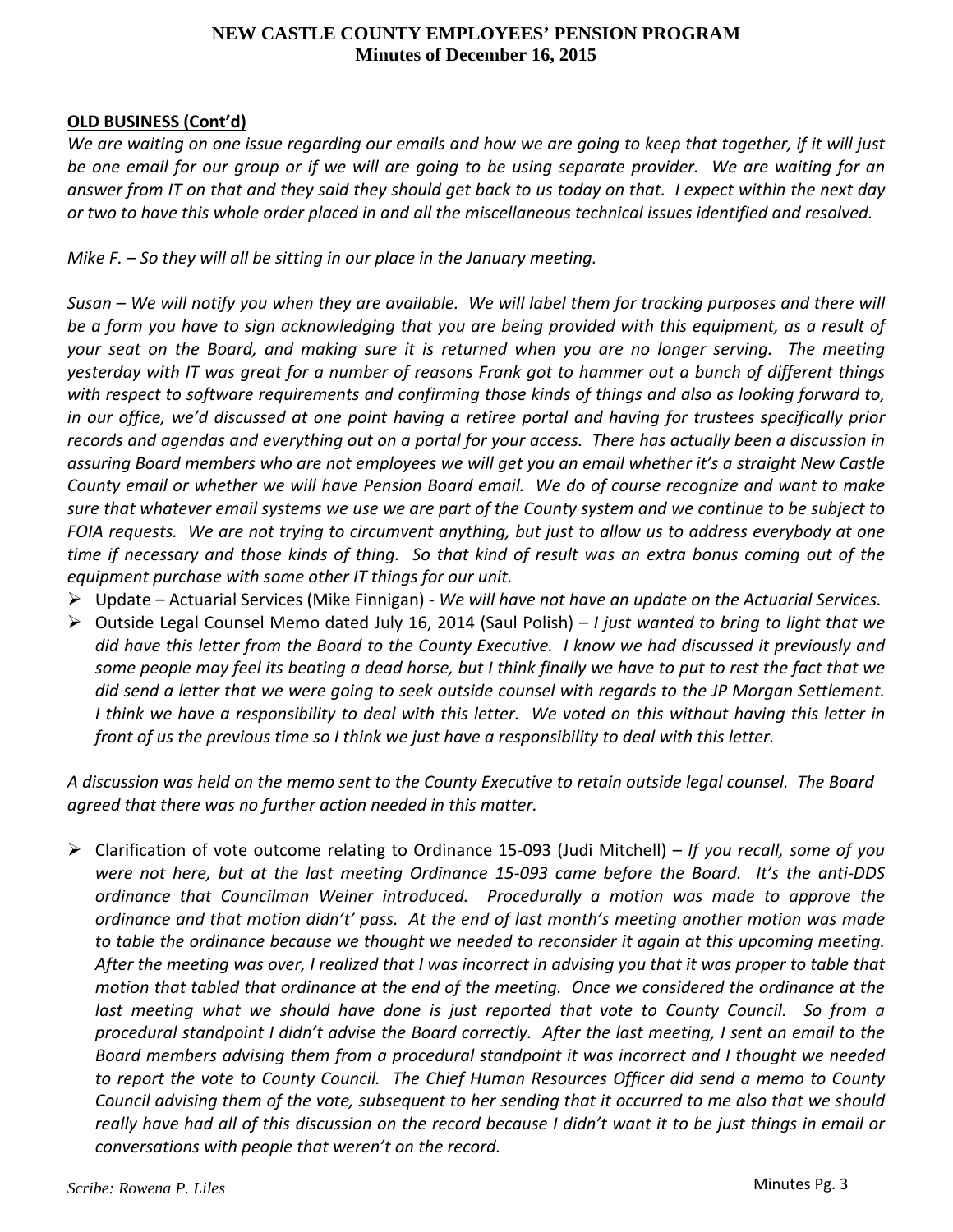**OLD BUSINESS (Cont'd)**

*We are waiting on one issue regarding our emails and how we are going to keep that together, if it will just be one email for our group or if we will are going to be using separate provider. We are waiting for an answer from IT on that and they said they should get back to us today on that. I expect within the next day or two to have this whole order placed in and all the miscellaneous technical issues identified and resolved.*

*Mike F. – So they will all be sitting in our place in the January meeting.*

*Susan – We will notify you when they are available. We will label them for tracking purposes and there will be a form you have to sign acknowledging that you are being provided with this equipment, as a result of your seat on the Board, and making sure it is returned when you are no longer serving. The meeting yesterday with IT was great for a number of reasons Frank got to hammer out a bunch of different things with respect to software requirements and confirming those kinds of things and also as looking forward to, in our office, we'd discussed at one point having a retiree portal and having for trustees specifically prior records and agendas and everything out on a portal for your access. There has actually been a discussion in assuring Board members who are not employees we will get you an email whether it's a straight New Castle County email or whether we will have Pension Board email. We do of course recognize and want to make sure that whatever email systems we use we are part of the County system and we continue to be subject to FOIA requests. We are not trying to circumvent anything, but just to allow us to address everybody at one time if necessary and those kinds of thing. So that kind of result was an extra bonus coming out of the equipment purchase with some other IT things for our unit.*

- Update – Actuarial Services (Mike Finnigan) - *We will have not have an update on the Actuarial Services.*
- Outside Legal Counsel Memo dated July 16, 2014 (Saul Polish) – *I just wanted to bring to light that we did have this letter from the Board to the County Executive. I know we had discussed it previously and some people may feel its beating a dead horse, but I think finally we have to put to rest the fact that we did send a letter that we were going to seek outside counsel with regards to the JP Morgan Settlement. I think we have a responsibility to deal with this letter. We voted on this without having this letter in front of us the previous time so I think we just have a responsibility to deal with this letter.*

*A discussion was held on the memo sent to the County Executive to retain outside legal counsel. The Board agreed that there was no further action needed in this matter.*

- Clarification of vote outcome relating to Ordinance 15-093 (Judi Mitchell) – *If you recall, some of you were not here, but at the last meeting Ordinance 15-093 came before the Board. It's the anti-DDS ordinance that Councilman Weiner introduced. Procedurally a motion was made to approve the ordinance and that motion didn't' pass. At the end of last month's meeting another motion was made to table the ordinance because we thought we needed to reconsider it again at this upcoming meeting. After the meeting was over, I realized that I was incorrect in advising you that it was proper to table that motion that tabled that ordinance at the end of the meeting. Once we considered the ordinance at the last meeting what we should have done is just reported that vote to County Council. So from a procedural standpoint I didn't advise the Board correctly. After the last meeting, I sent an email to the Board members advising them from a procedural standpoint it was incorrect and I thought we needed to report the vote to County Council. The Chief Human Resources Officer did send a memo to County Council advising them of the vote, subsequent to her sending that it occurred to me also that we should really have had all of this discussion on the record because I didn't want it to be just things in email or conversations with people that weren't on the record.*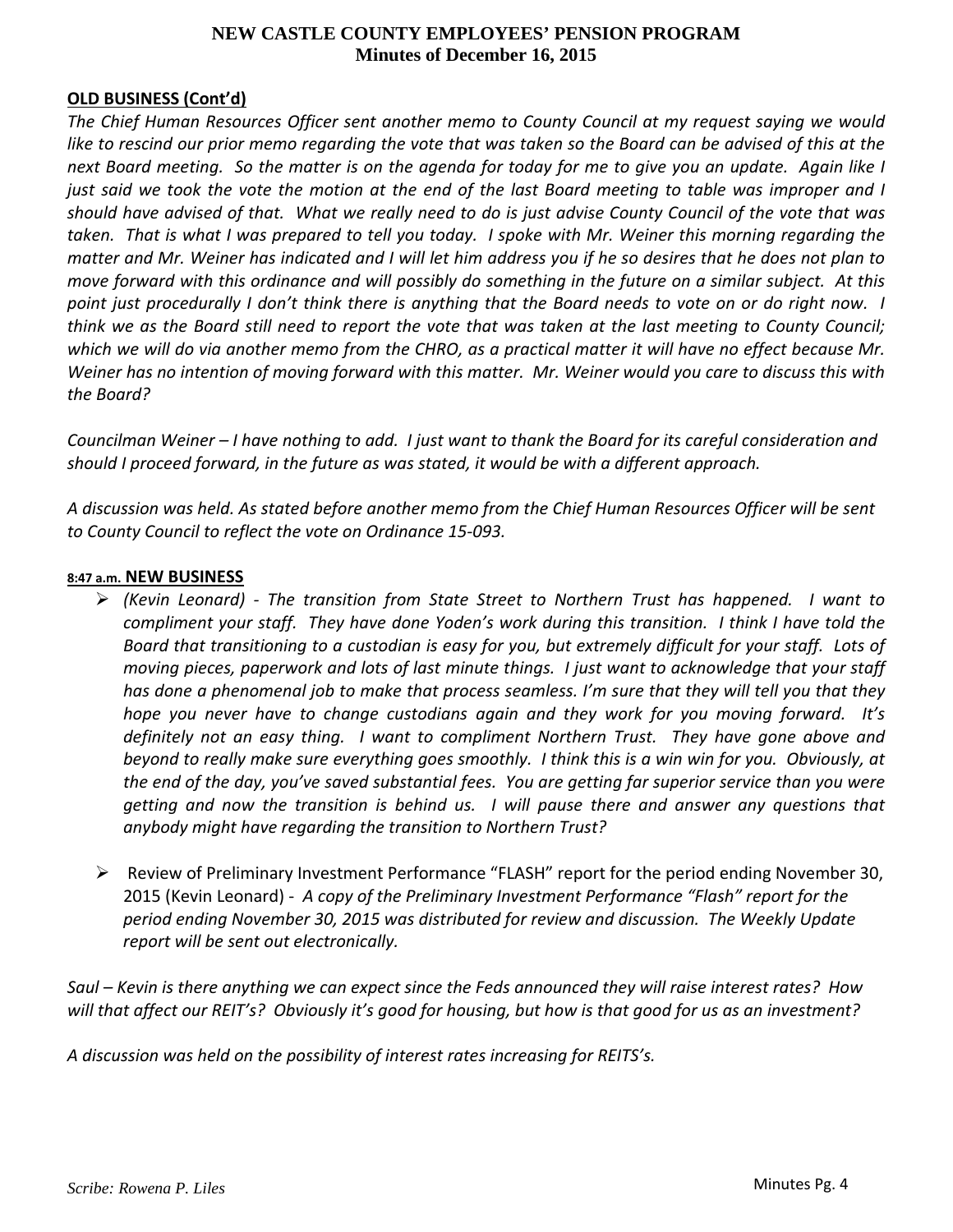**OLD BUSINESS (Cont'd)**

*The Chief Human Resources Officer sent another memo to County Council at my request saying we would like to rescind our prior memo regarding the vote that was taken so the Board can be advised of this at the next Board meeting. So the matter is on the agenda for today for me to give you an update. Again like I just said we took the vote the motion at the end of the last Board meeting to table was improper and I should have advised of that. What we really need to do is just advise County Council of the vote that was taken. That is what I was prepared to tell you today. I spoke with Mr. Weiner this morning regarding the matter and Mr. Weiner has indicated and I will let him address you if he so desires that he does not plan to move forward with this ordinance and will possibly do something in the future on a similar subject. At this point just procedurally I don't think there is anything that the Board needs to vote on or do right now. I think we as the Board still need to report the vote that was taken at the last meeting to County Council; which we will do via another memo from the CHRO, as a practical matter it will have no effect because Mr. Weiner has no intention of moving forward with this matter. Mr. Weiner would you care to discuss this with the Board?*

*Councilman Weiner – I have nothing to add. I just want to thank the Board for its careful consideration and should I proceed forward, in the future as was stated, it would be with a different approach.*

*A discussion was held. As stated before another memo from the Chief Human Resources Officer will be sent to County Council to reflect the vote on Ordinance 15-093.*

8:47 a.m. **NEW BUSINESS**

- *(Kevin Leonard) - The transition from State Street to Northern Trust has happened. I want to compliment your staff. They have done Yoden's work during this transition. I think I have told the Board that transitioning to a custodian is easy for you, but extremely difficult for your staff. Lots of moving pieces, paperwork and lots of last minute things. I just want to acknowledge that your staff has done a phenomenal job to make that process seamless. I'm sure that they will tell you that they hope you never have to change custodians again and they work for you moving forward. It's definitely not an easy thing. I want to compliment Northern Trust. They have gone above and beyond to really make sure everything goes smoothly. I think this is a win win for you. Obviously, at the end of the day, you've saved substantial fees. You are getting far superior service than you were getting and now the transition is behind us. I will pause there and answer any questions that anybody might have regarding the transition to Northern Trust?*

- Review of Preliminary Investment Performance "FLASH" report for the period ending November 30, 2015 (Kevin Leonard) - *A copy of the Preliminary Investment Performance "Flash" report for the period ending November 30, 2015 was distributed for review and discussion. The Weekly Update report will be sent out electronically.*

*Saul – Kevin is there anything we can expect since the Feds announced they will raise interest rates? How will that affect our REIT's? Obviously it's good for housing, but how is that good for us as an investment?*

*A discussion was held on the possibility of interest rates increasing for REITS's.*

*Scribe: Rowena P. Liles*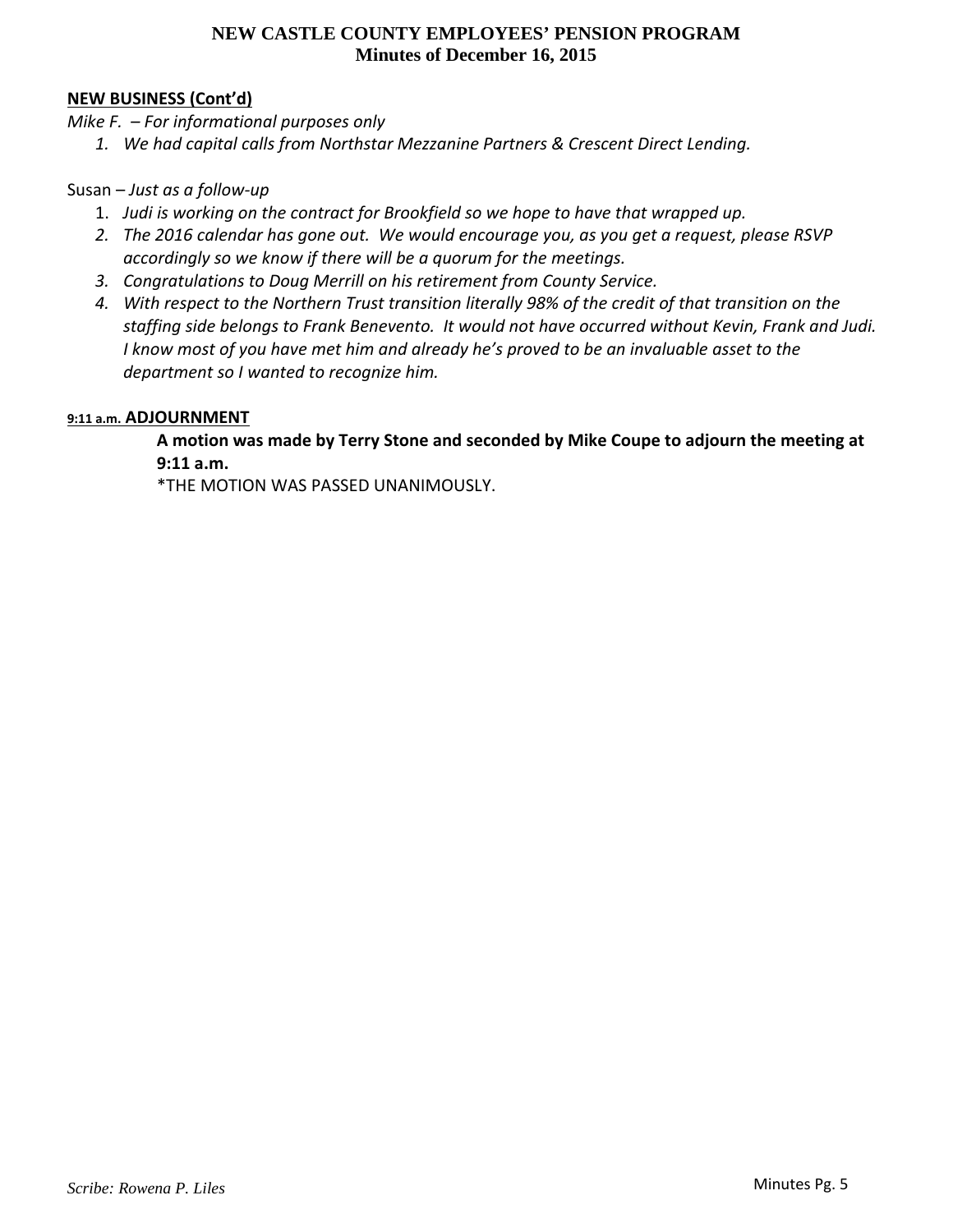**NEW BUSINESS (Cont'd)**

*Mike F. – For informational purposes only*

1. *We had capital calls from Northstar Mezzanine Partners & Crescent Direct Lending.*

Susan – *Just as a follow-up*

1. *Judi is working on the contract for Brookfield so we hope to have that wrapped up.*
2. *The 2016 calendar has gone out. We would encourage you, as you get a request, please RSVP accordingly so we know if there will be a quorum for the meetings.*
3. *Congratulations to Doug Merrill on his retirement from County Service.*
4. *With respect to the Northern Trust transition literally 98% of the credit of that transition on the staffing side belongs to Frank Benevento. It would not have occurred without Kevin, Frank and Judi. I know most of you have met him and already he's proved to be an invaluable asset to the department so I wanted to recognize him.*

**9:11 a.m. ADJOURNMENT**

**A motion was made by Terry Stone and seconded by Mike Coupe to adjourn the meeting at 9:11 a.m.**

*THE MOTION WAS PASSED UNANIMOUSLY.

*Scribe: Rowena P. Liles*